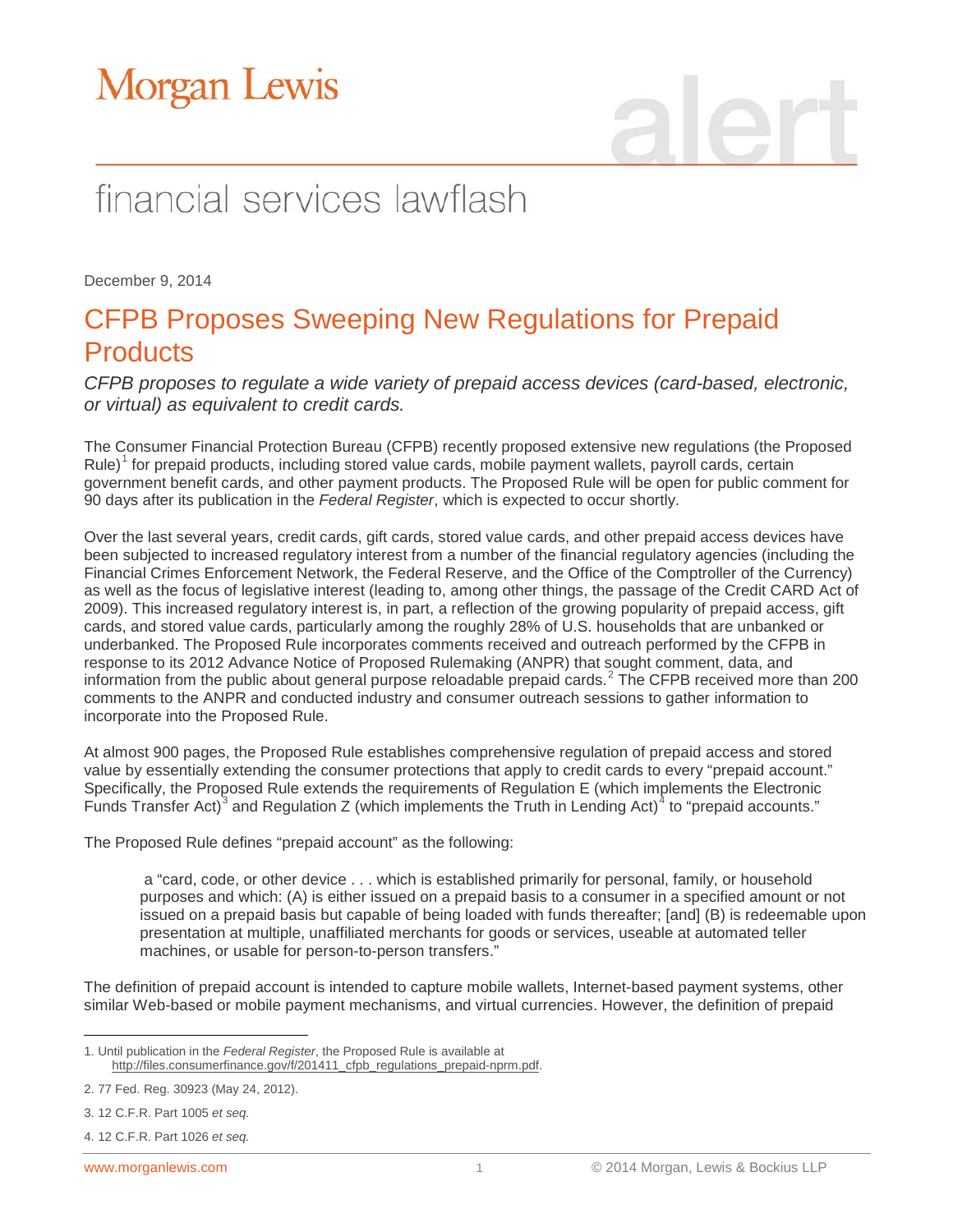# Morgan Lewis

## financial services lawflash

December 9, 2014

# CFPB Proposes Sweeping New Regulations for Prepaid Products

*CFPB proposes to regulate a wide variety of prepaid access devices (card-based, electronic, or virtual) as equivalent to credit cards.*

The Consumer Financial Protection Bureau (CFPB) recently proposed extensive new regulations (the Proposed Rule)[1] for prepaid products, including stored value cards, mobile payment wallets, payroll cards, certain government benefit cards, and other payment products. The Proposed Rule will be open for public comment for 90 days after its publication in the *Federal Register*, which is expected to occur shortly.

Over the last several years, credit cards, gift cards, stored value cards, and other prepaid access devices have been subjected to increased regulatory interest from a number of the financial regulatory agencies (including the Financial Crimes Enforcement Network, the Federal Reserve, and the Office of the Comptroller of the Currency) as well as the focus of legislative interest (leading to, among other things, the passage of the Credit CARD Act of 2009). This increased regulatory interest is, in part, a reflection of the growing popularity of prepaid access, gift cards, and stored value cards, particularly among the roughly 28% of U.S. households that are unbanked or underbanked. The Proposed Rule incorporates comments received and outreach performed by the CFPB in response to its 2012 Advance Notice of Proposed Rulemaking (ANPR) that sought comment, data, and information from the public about general purpose reloadable prepaid cards.[2] The CFPB received more than 200 comments to the ANPR and conducted industry and consumer outreach sessions to gather information to incorporate into the Proposed Rule.

At almost 900 pages, the Proposed Rule establishes comprehensive regulation of prepaid access and stored value by essentially extending the consumer protections that apply to credit cards to every "prepaid account." Specifically, the Proposed Rule extends the requirements of Regulation E (which implements the Electronic Funds Transfer Act)[3] and Regulation Z (which implements the Truth in Lending Act)[4] to "prepaid accounts."

The Proposed Rule defines "prepaid account" as the following:

> a "card, code, or other device . . . which is established primarily for personal, family, or household purposes and which: (A) is either issued on a prepaid basis to a consumer in a specified amount or not issued on a prepaid basis but capable of being loaded with funds thereafter; [and] (B) is redeemable upon presentation at multiple, unaffiliated merchants for goods or services, useable at automated teller machines, or usable for person-to-person transfers."

The definition of prepaid account is intended to capture mobile wallets, Internet-based payment systems, other similar Web-based or mobile payment mechanisms, and virtual currencies. However, the definition of prepaid

---

1. Until publication in the *Federal Register*, the Proposed Rule is available at http://files.consumerfinance.gov/f/201411_cfpb_regulations_prepaid-nprm.pdf.

2. 77 Fed. Reg. 30923 (May 24, 2012).

3. 12 C.F.R. Part 1005 *et seq.*

4. 12 C.F.R. Part 1026 *et seq.*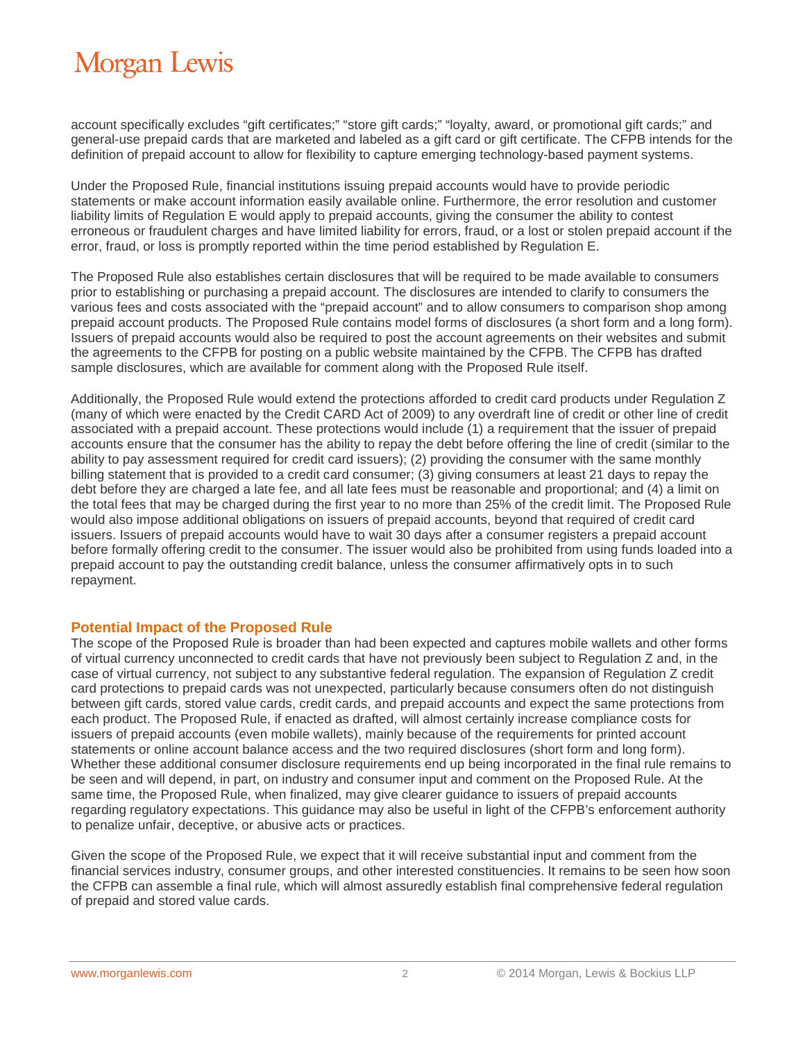account specifically excludes “gift certificates;” “store gift cards;” “loyalty, award, or promotional gift cards;” and general-use prepaid cards that are marketed and labeled as a gift card or gift certificate. The CFPB intends for the definition of prepaid account to allow for flexibility to capture emerging technology-based payment systems.

Under the Proposed Rule, financial institutions issuing prepaid accounts would have to provide periodic statements or make account information easily available online. Furthermore, the error resolution and customer liability limits of Regulation E would apply to prepaid accounts, giving the consumer the ability to contest erroneous or fraudulent charges and have limited liability for errors, fraud, or a lost or stolen prepaid account if the error, fraud, or loss is promptly reported within the time period established by Regulation E.

The Proposed Rule also establishes certain disclosures that will be required to be made available to consumers prior to establishing or purchasing a prepaid account. The disclosures are intended to clarify to consumers the various fees and costs associated with the “prepaid account” and to allow consumers to comparison shop among prepaid account products. The Proposed Rule contains model forms of disclosures (a short form and a long form). Issuers of prepaid accounts would also be required to post the account agreements on their websites and submit the agreements to the CFPB for posting on a public website maintained by the CFPB. The CFPB has drafted sample disclosures, which are available for comment along with the Proposed Rule itself.

Additionally, the Proposed Rule would extend the protections afforded to credit card products under Regulation Z (many of which were enacted by the Credit CARD Act of 2009) to any overdraft line of credit or other line of credit associated with a prepaid account. These protections would include (1) a requirement that the issuer of prepaid accounts ensure that the consumer has the ability to repay the debt before offering the line of credit (similar to the ability to pay assessment required for credit card issuers); (2) providing the consumer with the same monthly billing statement that is provided to a credit card consumer; (3) giving consumers at least 21 days to repay the debt before they are charged a late fee, and all late fees must be reasonable and proportional; and (4) a limit on the total fees that may be charged during the first year to no more than 25% of the credit limit. The Proposed Rule would also impose additional obligations on issuers of prepaid accounts, beyond that required of credit card issuers. Issuers of prepaid accounts would have to wait 30 days after a consumer registers a prepaid account before formally offering credit to the consumer. The issuer would also be prohibited from using funds loaded into a prepaid account to pay the outstanding credit balance, unless the consumer affirmatively opts in to such repayment.

## Potential Impact of the Proposed Rule

The scope of the Proposed Rule is broader than had been expected and captures mobile wallets and other forms of virtual currency unconnected to credit cards that have not previously been subject to Regulation Z and, in the case of virtual currency, not subject to any substantive federal regulation. The expansion of Regulation Z credit card protections to prepaid cards was not unexpected, particularly because consumers often do not distinguish between gift cards, stored value cards, credit cards, and prepaid accounts and expect the same protections from each product. The Proposed Rule, if enacted as drafted, will almost certainly increase compliance costs for issuers of prepaid accounts (even mobile wallets), mainly because of the requirements for printed account statements or online account balance access and the two required disclosures (short form and long form). Whether these additional consumer disclosure requirements end up being incorporated in the final rule remains to be seen and will depend, in part, on industry and consumer input and comment on the Proposed Rule. At the same time, the Proposed Rule, when finalized, may give clearer guidance to issuers of prepaid accounts regarding regulatory expectations. This guidance may also be useful in light of the CFPB’s enforcement authority to penalize unfair, deceptive, or abusive acts or practices.

Given the scope of the Proposed Rule, we expect that it will receive substantial input and comment from the financial services industry, consumer groups, and other interested constituencies. It remains to be seen how soon the CFPB can assemble a final rule, which will almost assuredly establish final comprehensive federal regulation of prepaid and stored value cards.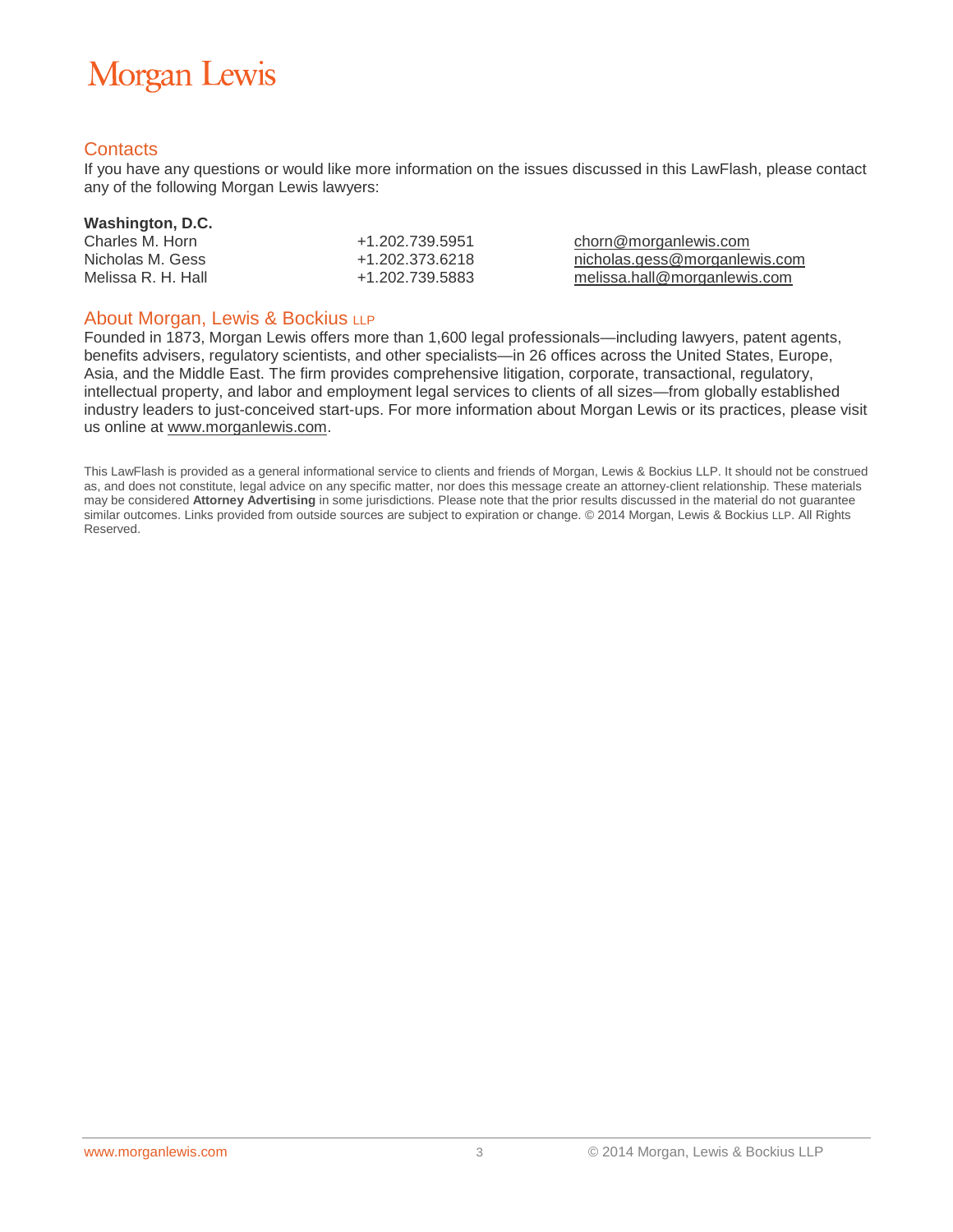Morgan Lewis

## Contacts

If you have any questions or would like more information on the issues discussed in this LawFlash, please contact any of the following Morgan Lewis lawyers:

| | | |
|---|---|---|
| **Washington, D.C.** | | |
| Charles M. Horn | +1.202.739.5951 | chorn@morganlewis.com |
| Nicholas M. Gess | +1.202.373.6218 | nicholas.gess@morganlewis.com |
| Melissa R. H. Hall | +1.202.739.5883 | melissa.hall@morganlewis.com |

## About Morgan, Lewis & Bockius LLP

Founded in 1873, Morgan Lewis offers more than 1,600 legal professionals—including lawyers, patent agents, benefits advisers, regulatory scientists, and other specialists—in 26 offices across the United States, Europe, Asia, and the Middle East. The firm provides comprehensive litigation, corporate, transactional, regulatory, intellectual property, and labor and employment legal services to clients of all sizes—from globally established industry leaders to just-conceived start-ups. For more information about Morgan Lewis or its practices, please visit us online at www.morganlewis.com.

This LawFlash is provided as a general informational service to clients and friends of Morgan, Lewis & Bockius LLP. It should not be construed as, and does not constitute, legal advice on any specific matter, nor does this message create an attorney-client relationship. These materials may be considered **Attorney Advertising** in some jurisdictions. Please note that the prior results discussed in the material do not guarantee similar outcomes. Links provided from outside sources are subject to expiration or change. © 2014 Morgan, Lewis & Bockius LLP. All Rights Reserved.